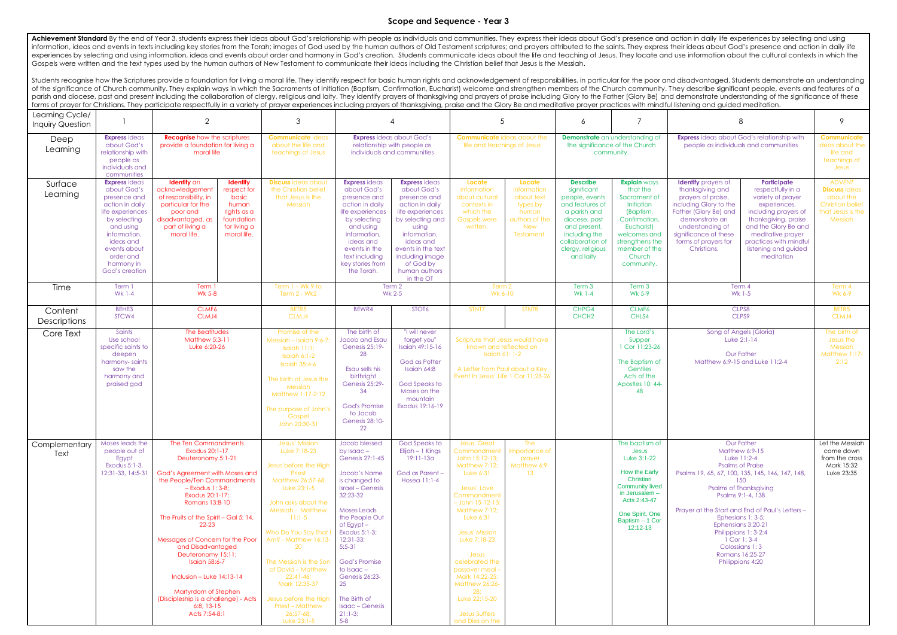# Scope and Sequence - Year 3

**Achievement Standard** By the end of Year 3, students express their ideas about God's relationship with people as individuals and communities. They express their ideas about God's presence and action in daily life experiences by selecting and using information, ideas and events in texts including key stories from the Torah; images of God used by the human authors of Old Testament scriptures; and prayers attributed to the saints. They express their ideas about God's presence and action in daily life experiences by selecting and using information, ideas and events about order and harmony in God's creation. Students communicate ideas about the life and teaching of Jesus. They locate and use information about the cultural contexts in which the Gospels were written and the text types used by the human authors of New Testament to communicate their ideas including the Christian belief that Jesus is the Messiah.

Students recognise how the Scriptures provide a foundation for living a moral life. They identify respect for basic human rights and acknowledgement of responsibilities, in particular for the poor and disadvantaged. Students demonstrate an understanding of the significance of Church community. They explain ways in which the Sacraments of Initiation (Baptism, Confirmation, Eucharist) welcome and strengthen members of the Church community. They describe significant people, events and features of a parish and diocese, past and present including the collaboration of clergy, religious and laity. They identify prayers of thanksgiving and prayers of praise including Glory to the Father [Glory Be] and demonstrate understanding of the significance of these forms of prayer for Christians. They participate respectfully in a variety of prayer experiences including prayers of thanksgiving, praise and the Glory Be and meditative prayer practices with mindful listening and guided meditation.

| Learning Cycle/ Inquiry Question | 1 | 2 | | 3 | 4 | | 5 | | 6 | 7 | 8 | | 9 |
|---|---|---|---|---|---|---|---|---|---|---|---|---|---|
| Deep Learning | **Express** ideas about God's relationship with people as individuals and communities | **Recognise** how the scriptures provide a foundation for living a moral life | | **Communicate** ideas about the life and teachings of Jesus | **Express** ideas about God's relationship with people as individuals and communities | | **Communicate** ideas about the life and teachings of Jesus | | **Demonstrate** an understanding of the significance of the Church community. | | **Express** ideas about God's relationship with people as individuals and communities | | **Communicate** ideas about the life and teachings of Jesus |
| Surface Learning | **Express** ideas about God's presence and action in daily life experiences by selecting and using information, ideas and events about order and harmony in God's creation | **Identify** an acknowledgement of responsibility, in particular for the poor and disadvantaged, as part of living a moral life. | **Identify** respect for basic human rights as a foundation for living a moral life. | **Discuss** ideas about the Christian belief that Jesus is the Messiah | **Express** ideas about God's presence and action in daily life experiences by selecting and using information, ideas and events in the text including key stories from the Torah. | **Express** ideas about God's presence and action in daily life experiences by selecting and using information, ideas and events in the text including image of God by human authors in the OT | **Locate** information about cultural contexts in which the Gospels were written. | **Locate** information about text types by human authors of the New Testament. | **Describe** significant people, events and features of a parish and diocese, past and present, including the collaboration of clergy, religious and laity | **Explain** ways that the Sacrament of Initiation (Baptism, Confirmation, Eucharist) welcomes and strengthens the member of the Church community. | **Identify** prayers of thanksgiving and prayers of praise, including Glory to the Father (Glory Be) and demonstrate an understanding of significance of these forms of prayers for Christians. | **Participate** respectfully in a variety of prayer experiences, including prayers of thanksgiving, praise and the Glory Be and meditative prayer practices with mindful listening and guided meditation | ADVENT **Discuss** ideas about the Christian belief that Jesus is the Messiah |
| Time | Term 1 Wk 1-4 | Term 1 Wk 5-8 | | Term 1 – Wk 9 to Term 2 - Wk2 | Term 2 Wk 2-5 | | Term 2 Wk 6-10 | | Term 3 Wk 1-4 | Term 3 Wk 5-9 | Term 4 Wk 1-5 | | Term 4 Wk 6-9 |
| Content Descriptions | BEHE3 STCW4 | CLMF6 CLMJ4 | | BETR5 CLMJ4 | BEWR4 | STOT6 | STNT7 | STNT8 | CHPG4 CHCH2 | CLMF6 CHLS4 | CLPS8 CLPS9 | | BETR5 CLMJ4 |
| Core Text | Saints Use school specific saints to deepen harmony- saints saw the harmony and praised god | The Beatitudes Matthew 5:3-11 Luke 6:20-26 | | Promise of the Messiah – Isaiah 9:6-7; Isaiah 11:1; Isaiah 6:1-2 Isaiah 35:4-6<br><br>The birth of Jesus the Messiah Matthew 1:17-2:12<br><br>The purpose of John's Gospel John 20:30-31 | The birth of Jacob and Esau Genesis 25:19-28<br><br>Esau sells his birthright Genesis 25:29-34<br><br>God's Promise to Jacob Genesis 28:10-22 | "I will never forget you" Isaiah 49:15-16<br><br>God as Potter Isaiah 64:8<br><br>God Speaks to Moses on the mountain Exodus 19:16-19 | Scripture that Jesus would have known and reflected on Isaiah 61: 1-2<br><br>A Letter from Paul about a Key Event In Jesus' Life 1 Cor 11:23-26 | | | The Lord's Supper 1 Cor 11:23-26<br><br>The Baptism of Gentiles Acts of the Apostles 10: 44-48 | Song of Angels (Gloria) Luke 2:1-14<br><br>Our Father Matthew 6:9-15 and Luke 11:2-4 | | The birth of Jesus the Messiah Matthew 1:17-2:12 |
| Complementary Text | Moses leads the people out of Egypt Exodus 5:1-3, 12:31-33, 14:5-31 | The Ten Commandments Exodus 20:1-17 Deuteronomy 5:1-21<br><br>God's Agreement with Moses and the People/Ten Commandments – Exodus 1: 3-8; Exodus 20:1-17; Romans 13:8-10<br><br>The Fruits of the Spirit – Gal 5: 14, 22-23<br><br>Messages of Concern for the Poor and Disadvantaged Deuteronomy 15:11; Isaiah 58:6-7<br><br>Inclusion – Luke 14:13-14<br><br>Martyrdom of Stephen (Discipleship is a challenge) - Acts 6:8, 13-15 Acts 7:54-8:1 | | Jesus' Mission Luke 7:18-23<br><br>Jesus before the High Priest Matthew 26:57-68 Luke 23:1-5<br><br>John asks about the Messiah - Matthew 11:1-5<br><br>Who Do You Say That I Am? - Matthew 16:13-20<br><br>The Messiah is the Son of David – Matthew 22:41-46; Mark 12:35-37<br><br>Jesus before the High Priest – Matthew 26:57-68; Luke 23:1-5 | Jacob blessed by Isaac – Genesis 27:1-45<br><br>Jacob's Name is changed to Israel – Genesis 32:23-32<br><br>Moses Leads the People Out of Egypt – Exodus 5:1-3; 12:31-33; 5:5-31<br><br>God's Promise to Isaac – Genesis 26:23-25<br><br>The Birth of Isaac – Genesis 21:1-3; 5-8 | God Speaks to Elijah – 1 Kings 19:11-13a<br><br>God as Parent – Hosea 11:1-4 | Jesus' Great Commandment John 15:12-13; Matthew 7:12; Luke 6:31<br><br>Jesus' Love Commandment – John 15-12-13; Matthew 7:12; Luke 6:31<br><br>Jesus' Mission Luke 7:18-23<br><br>Jesus celebrated the passover meal – Mark 14:22-25; Matthew 26:26-28; Luke 22:15-20<br><br>Jesus Suffers and Dies on the | The importance of prayer Matthew 6:9-13 | | The baptism of Jesus Luke 3:1-22<br><br>How the Early Christian Community lived in Jerusalem – Acts 2:43-47<br><br>One Spirit, One Baptism – 1 Cor 12:12-13 | Our Father Matthew 6:9-15 Luke 11:2-4 Psalms of Praise Psalms 19, 65, 67, 100, 135, 145, 146, 147, 148, 150 Psalms of Thanksgiving Psalms 9:1-4, 138<br><br>Prayer at the Start and End of Paul's Letters – Ephesians 1: 3-5; Ephensians 3:20-21 Philippians 1: 3-2:4 1 Cor 1: 3-4 Colossians 1: 3 Romans 16:25-27 Philippians 4:20 | | Let the Messiah come down from the cross Mark 15:32 Luke 23:35 |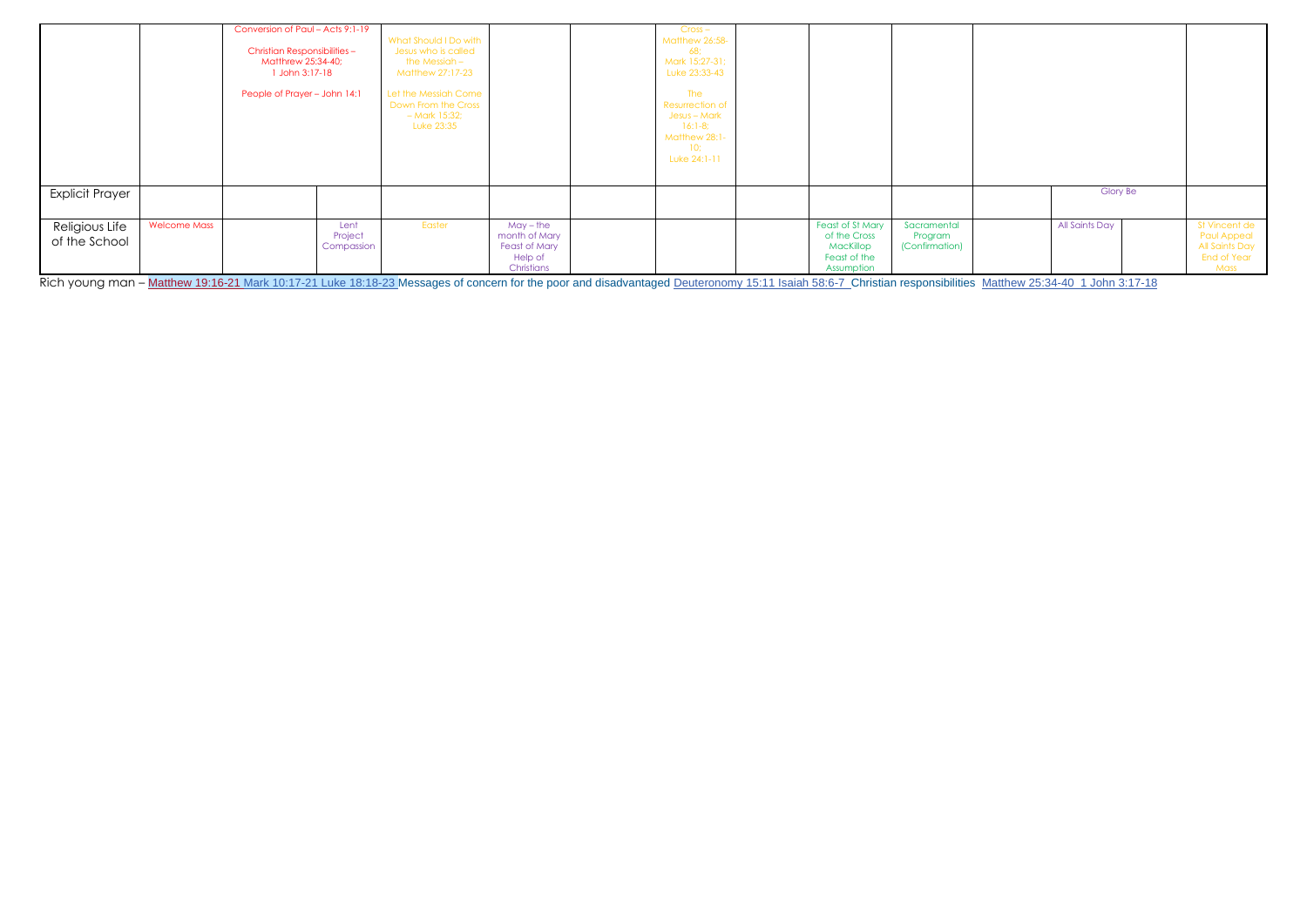| | | | | | | | | | | | | | | |
|---|---|---|---|---|---|---|---|---|---|---|---|---|---|---|
| | | Conversion of Paul – Acts 9:1-19<br><br>Christian Responsibilities – Matthrew 25:34-40; 1 John 3:17-18<br><br>People of Prayer – John 14:1 | | What Should I Do with Jesus who is called the Messiah – Matthew 27:17-23<br><br>Let the Messiah Come Down From the Cross – Mark 15:32; Luke 23:35 | | | Cross – Matthew 26:58-68; Mark 15:27-31; Luke 23:33-43<br><br>The Resurrection of Jesus – Mark 16:1-8; Matthew 28:1-10; Luke 24:1-11 | | | | | | | |
| Explicit Prayer | | | | | | | | | | | | Glory Be | | |
| Religious Life of the School | Welcome Mass | | Lent Project Compassion | Easter | May – the month of Mary<br>Feast of Mary Help of Christians | | | | Feast of St Mary of the Cross MacKillop<br>Feast of the Assumption | Sacramental Program (Confirmation) | | All Saints Day | | St Vincent de Paul Appeal<br>All Saints Day<br>End of Year Mass |

Rich young man – Matthew 19:16-21 Mark 10:17-21 Luke 18:18-23 Messages of concern for the poor and disadvantaged Deuteronomy 15:11 Isaiah 58:6-7 Christian responsibilities Matthew 25:34-40 1 John 3:17-18